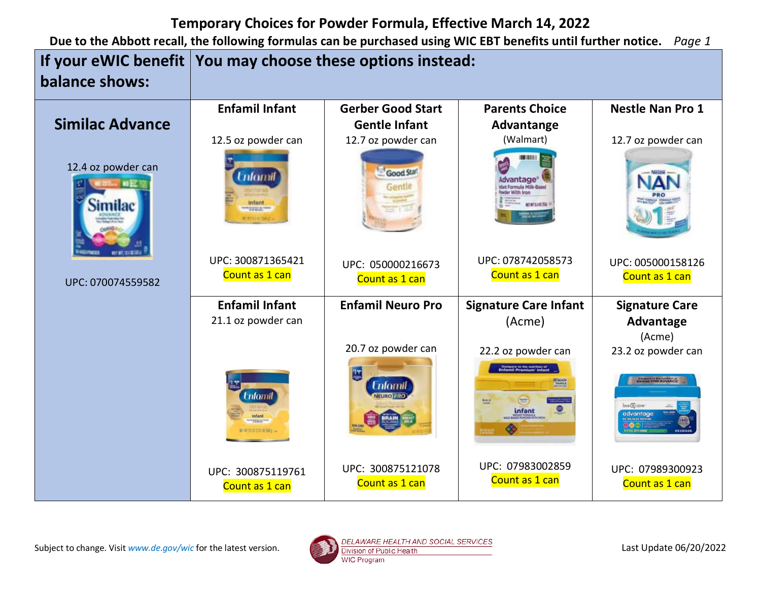# Temporary Choices for Powder Formula, Effective March 14, 2022

**Due to the Abbott recall, the following formulas can be purchased using WIC EBT benefits until further notice.** *Page 1*

| If your eWIC benefit balance shows: | You may choose these options instead: | | | |
|---|---|---|---|---|
| **Similac Advance**<br><br>12.4 oz powder can<br><br>UPC: 070074559582 | **Enfamil Infant**<br><br>12.5 oz powder can<br><br>UPC: 300871365421<br>Count as 1 can | **Gerber Good Start Gentle Infant**<br>12.7 oz powder can<br><br>UPC: 050000216673<br>Count as 1 can | **Parents Choice Advantange**<br>(Walmart)<br><br>UPC: 078742058573<br>Count as 1 can | **Nestle Nan Pro 1**<br><br>12.7 oz powder can<br><br>UPC: 005000158126<br>Count as 1 can |
| | **Enfamil Infant**<br>21.1 oz powder can<br><br>UPC: 300875119761<br>Count as 1 can | **Enfamil Neuro Pro**<br><br>20.7 oz powder can<br><br>UPC: 300875121078<br>Count as 1 can | **Signature Care Infant**<br>(Acme)<br><br>22.2 oz powder can<br><br>UPC: 07983002859<br>Count as 1 can | **Signature Care Advantage**<br>(Acme)<br>23.2 oz powder can<br><br>UPC: 07989300923<br>Count as 1 can |

Subject to change. Visit *www.de.gov/wic* for the latest version.

DELAWARE HEALTH AND SOCIAL SERVICES
Division of Public Health
WIC Program

Last Update 06/20/2022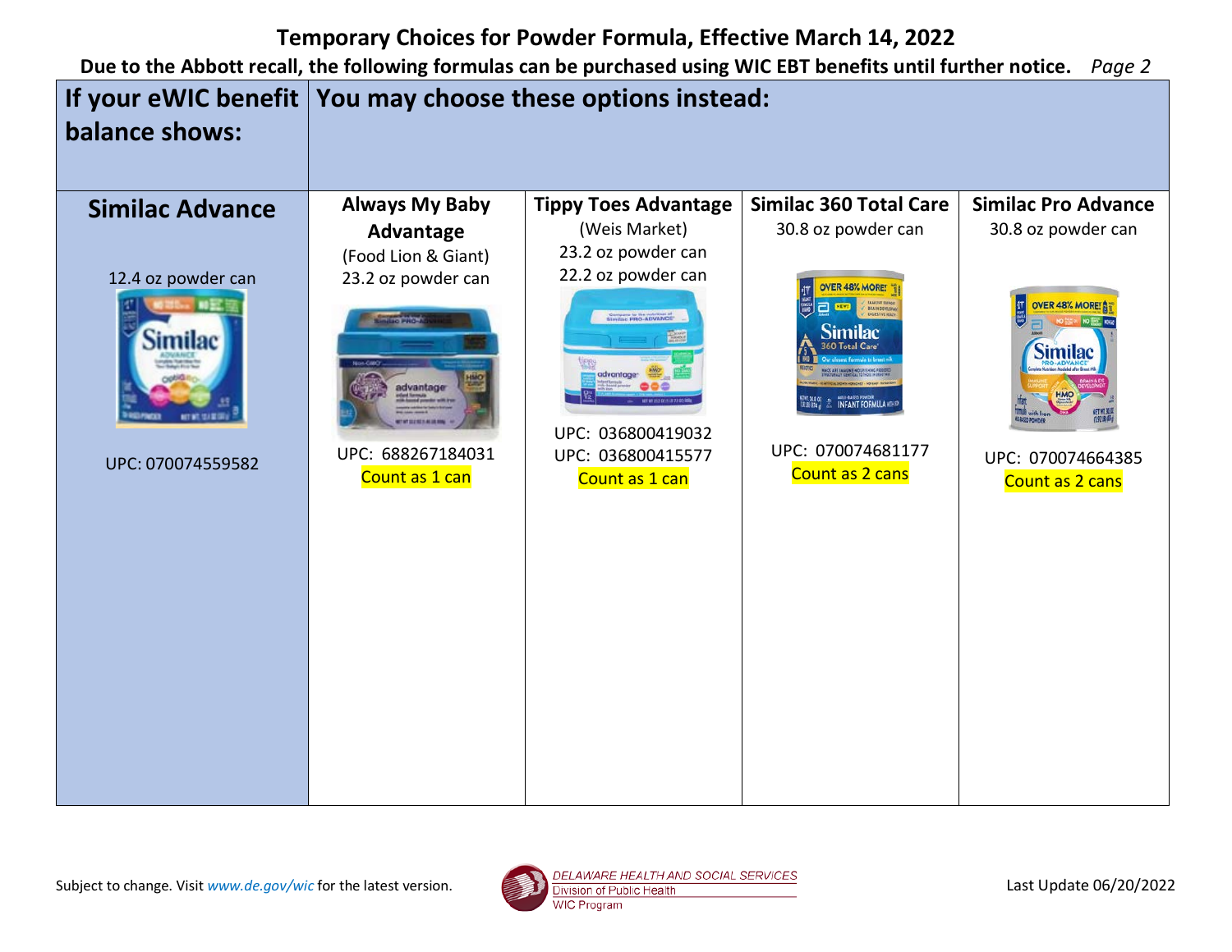# Temporary Choices for Powder Formula, Effective March 14, 2022

**Due to the Abbott recall, the following formulas can be purchased using WIC EBT benefits until further notice.** *Page 2*

| If your eWIC benefit balance shows: | You may choose these options instead: | | | |
|---|---|---|---|---|
| **Similac Advance**<br>12.4 oz powder can<br>UPC: 070074559582 | **Always My Baby Advantage**<br>(Food Lion & Giant)<br>23.2 oz powder can<br>UPC: 688267184031<br>Count as 1 can | **Tippy Toes Advantage**<br>(Weis Market)<br>23.2 oz powder can<br>22.2 oz powder can<br>UPC: 036800419032<br>UPC: 036800415577<br>Count as 1 can | **Similac 360 Total Care**<br>30.8 oz powder can<br>UPC: 070074681177<br>Count as 2 cans | **Similac Pro Advance**<br>30.8 oz powder can<br>UPC: 070074664385<br>Count as 2 cans |

Subject to change. Visit *www.de.gov/wic* for the latest version.

DELAWARE HEALTH AND SOCIAL SERVICES
Division of Public Health
WIC Program

Last Update 06/20/2022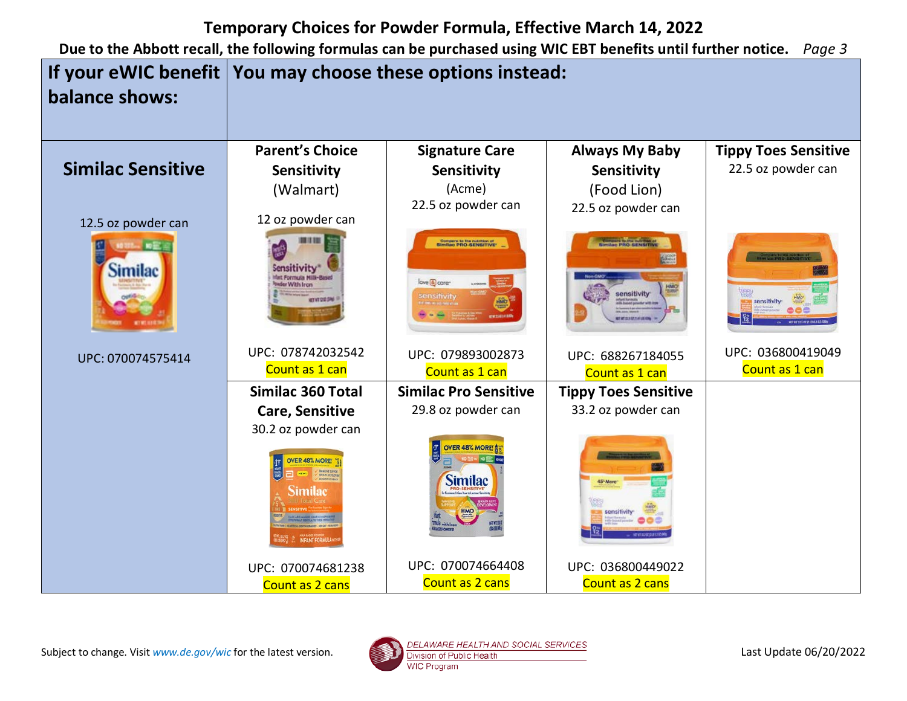# Temporary Choices for Powder Formula, Effective March 14, 2022

**Due to the Abbott recall, the following formulas can be purchased using WIC EBT benefits until further notice.** *Page 3*

| If your eWIC benefit balance shows: | You may choose these options instead: | | | |
|---|---|---|---|---|
| **Similac Sensitive**<br><br>12.5 oz powder can<br><br>UPC: 070074575414 | **Parent's Choice Sensitivity** (Walmart)<br><br>12 oz powder can<br><br>UPC: 078742032542<br>Count as 1 can | **Signature Care Sensitivity** (Acme)<br>22.5 oz powder can<br><br>UPC: 079893002873<br>Count as 1 can | **Always My Baby Sensitivity** (Food Lion)<br>22.5 oz powder can<br><br>UPC: 688267184055<br>Count as 1 can | **Tippy Toes Sensitive**<br>22.5 oz powder can<br><br>UPC: 036800419049<br>Count as 1 can |
| | **Similac 360 Total Care, Sensitive**<br>30.2 oz powder can<br><br>UPC: 070074681238<br>Count as 2 cans | **Similac Pro Sensitive**<br>29.8 oz powder can<br><br>UPC: 070074664408<br>Count as 2 cans | **Tippy Toes Sensitive**<br>33.2 oz powder can<br><br>UPC: 036800449022<br>Count as 2 cans | |

Subject to change. Visit *www.de.gov/wic* for the latest version.

DELAWARE HEALTH AND SOCIAL SERVICES
Division of Public Health
WIC Program

Last Update 06/20/2022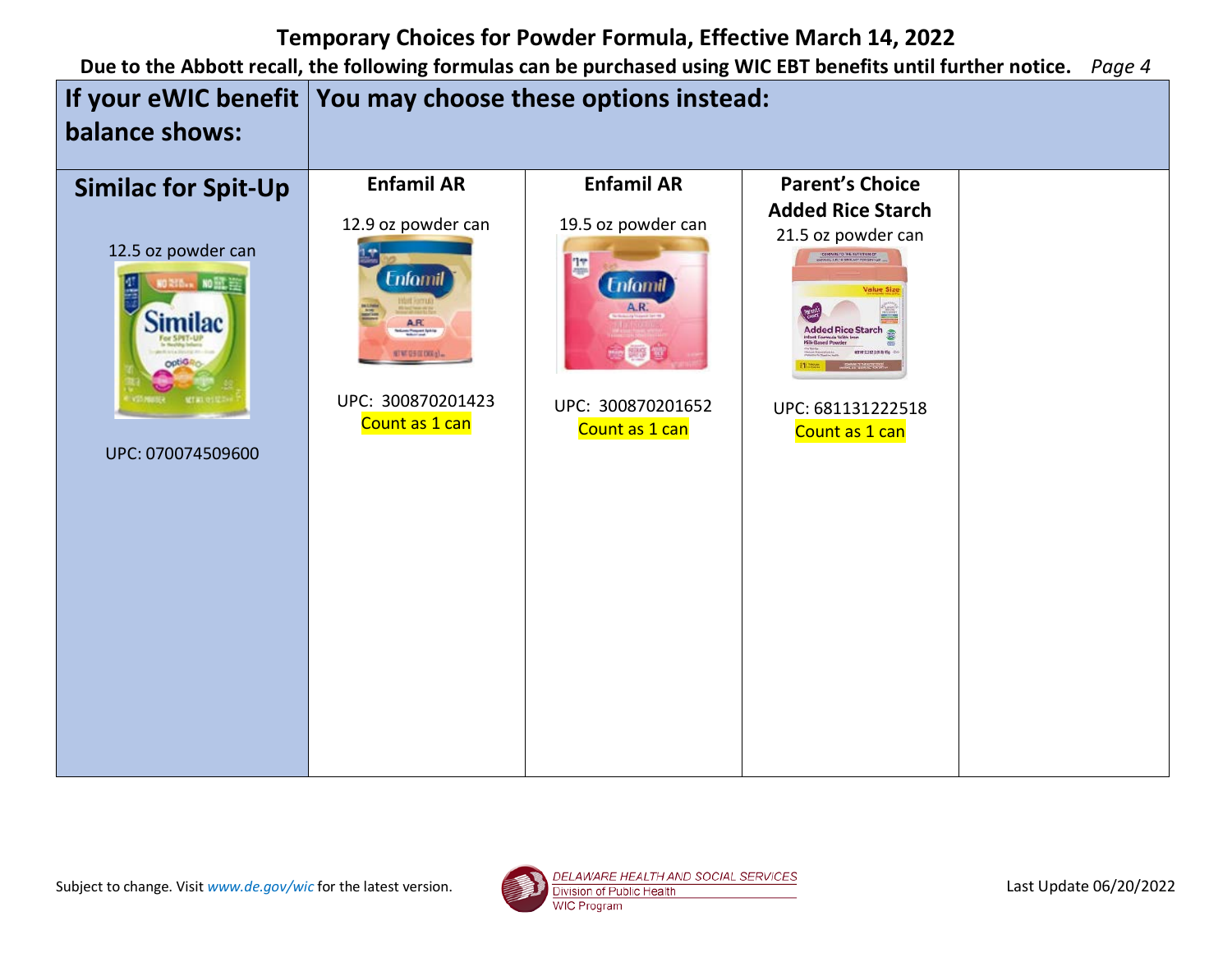# Temporary Choices for Powder Formula, Effective March 14, 2022

**Due to the Abbott recall, the following formulas can be purchased using WIC EBT benefits until further notice.** *Page 4*

| If your eWIC benefit balance shows: | You may choose these options instead: | | | |
|---|---|---|---|---|
| **Similac for Spit-Up**<br>12.5 oz powder can<br>UPC: 070074509600 | **Enfamil AR**<br>12.9 oz powder can<br>UPC: 300870201423<br>Count as 1 can | **Enfamil AR**<br>19.5 oz powder can<br>UPC: 300870201652<br>Count as 1 can | **Parent's Choice Added Rice Starch**<br>21.5 oz powder can<br>UPC: 681131222518<br>Count as 1 can | |

Subject to change. Visit *www.de.gov/wic* for the latest version.

DELAWARE HEALTH AND SOCIAL SERVICES
Division of Public Health
WIC Program

Last Update 06/20/2022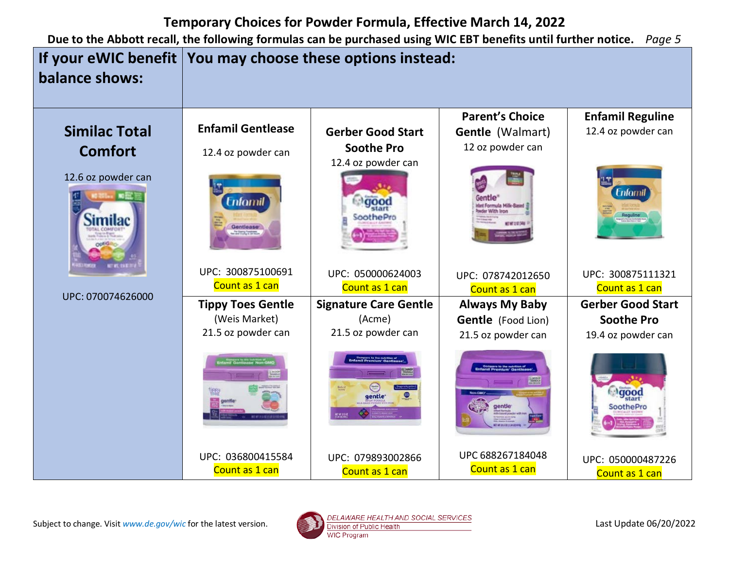# Temporary Choices for Powder Formula, Effective March 14, 2022

**Due to the Abbott recall, the following formulas can be purchased using WIC EBT benefits until further notice.** *Page 5*

| If your eWIC benefit balance shows: | You may choose these options instead: | | | |
|---|---|---|---|---|
| **Similac Total Comfort**<br>12.6 oz powder can<br>UPC: 070074626000 | **Enfamil Gentlease**<br>12.4 oz powder can<br>UPC: 300875100691<br>Count as 1 can | **Gerber Good Start Soothe Pro**<br>12.4 oz powder can<br>UPC: 050000624003<br>Count as 1 can | **Parent's Choice Gentle** (Walmart)<br>12 oz powder can<br>UPC: 078742012650<br>Count as 1 can | **Enfamil Reguline**<br>12.4 oz powder can<br>UPC: 300875111321<br>Count as 1 can |
| | **Tippy Toes Gentle**<br>(Weis Market)<br>21.5 oz powder can<br>UPC: 036800415584<br>Count as 1 can | **Signature Care Gentle**<br>(Acme)<br>21.5 oz powder can<br>UPC: 079893002866<br>Count as 1 can | **Always My Baby Gentle** (Food Lion)<br>21.5 oz powder can<br>UPC 688267184048<br>Count as 1 can | **Gerber Good Start Soothe Pro**<br>19.4 oz powder can<br>UPC: 050000487226<br>Count as 1 can |

Subject to change. Visit *www.de.gov/wic* for the latest version.

DELAWARE HEALTH AND SOCIAL SERVICES
Division of Public Health
WIC Program

Last Update 06/20/2022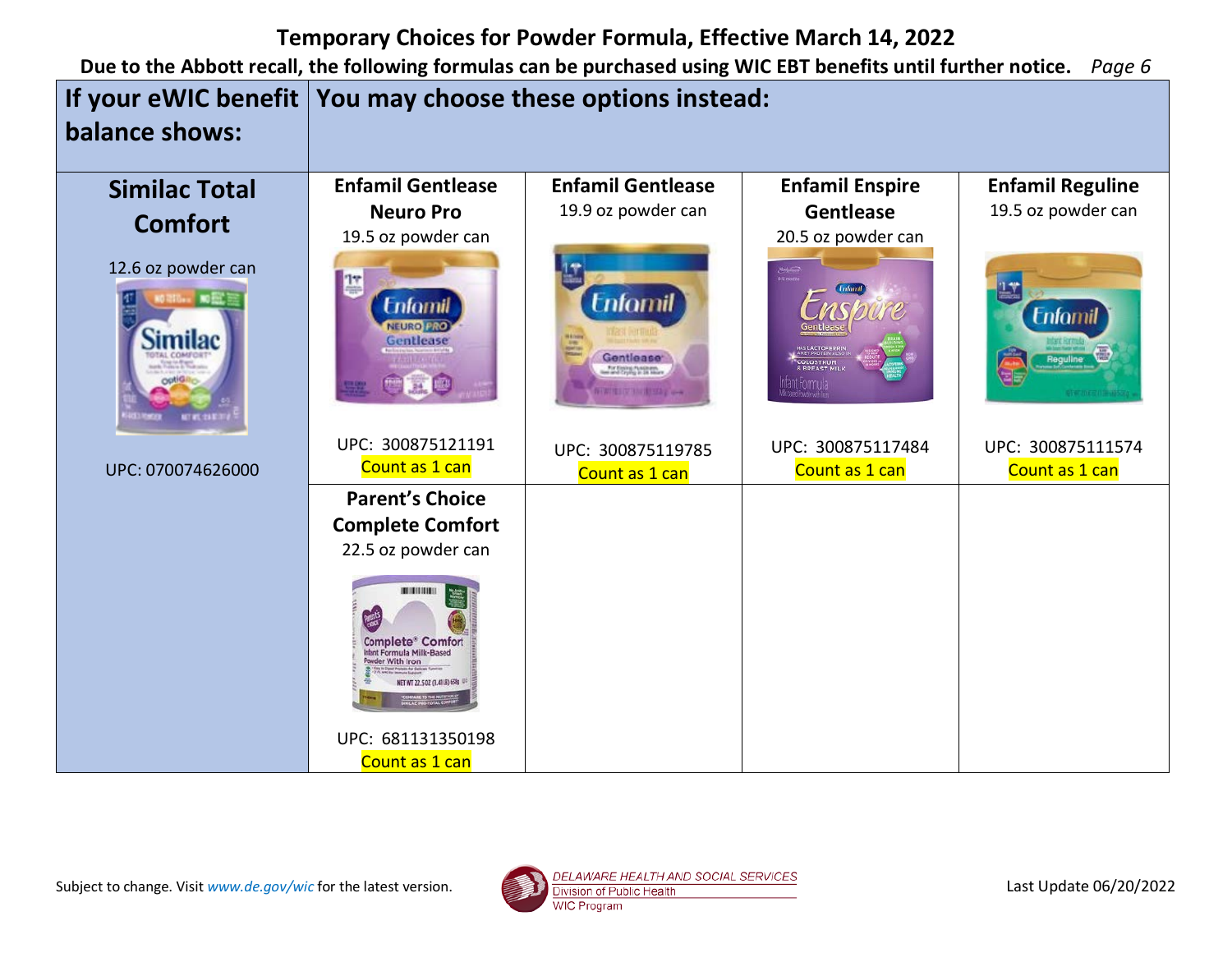## Temporary Choices for Powder Formula, Effective March 14, 2022

**Due to the Abbott recall, the following formulas can be purchased using WIC EBT benefits until further notice.** *Page 6*

| If your eWIC benefit balance shows: | You may choose these options instead: | | | |
|---|---|---|---|---|
| **Similac Total Comfort**<br>12.6 oz powder can<br>UPC: 070074626000 | **Enfamil Gentlease Neuro Pro**<br>19.5 oz powder can<br>UPC: 300875121191<br>Count as 1 can | **Enfamil Gentlease**<br>19.9 oz powder can<br>UPC: 300875119785<br>Count as 1 can | **Enfamil Enspire Gentlease**<br>20.5 oz powder can<br>UPC: 300875117484<br>Count as 1 can | **Enfamil Reguline**<br>19.5 oz powder can<br>UPC: 300875111574<br>Count as 1 can |
| | **Parent's Choice Complete Comfort**<br>22.5 oz powder can<br>UPC: 681131350198<br>Count as 1 can | | | |

Subject to change. Visit *www.de.gov/wic* for the latest version.

DELAWARE HEALTH AND SOCIAL SERVICES
Division of Public Health
WIC Program

Last Update 06/20/2022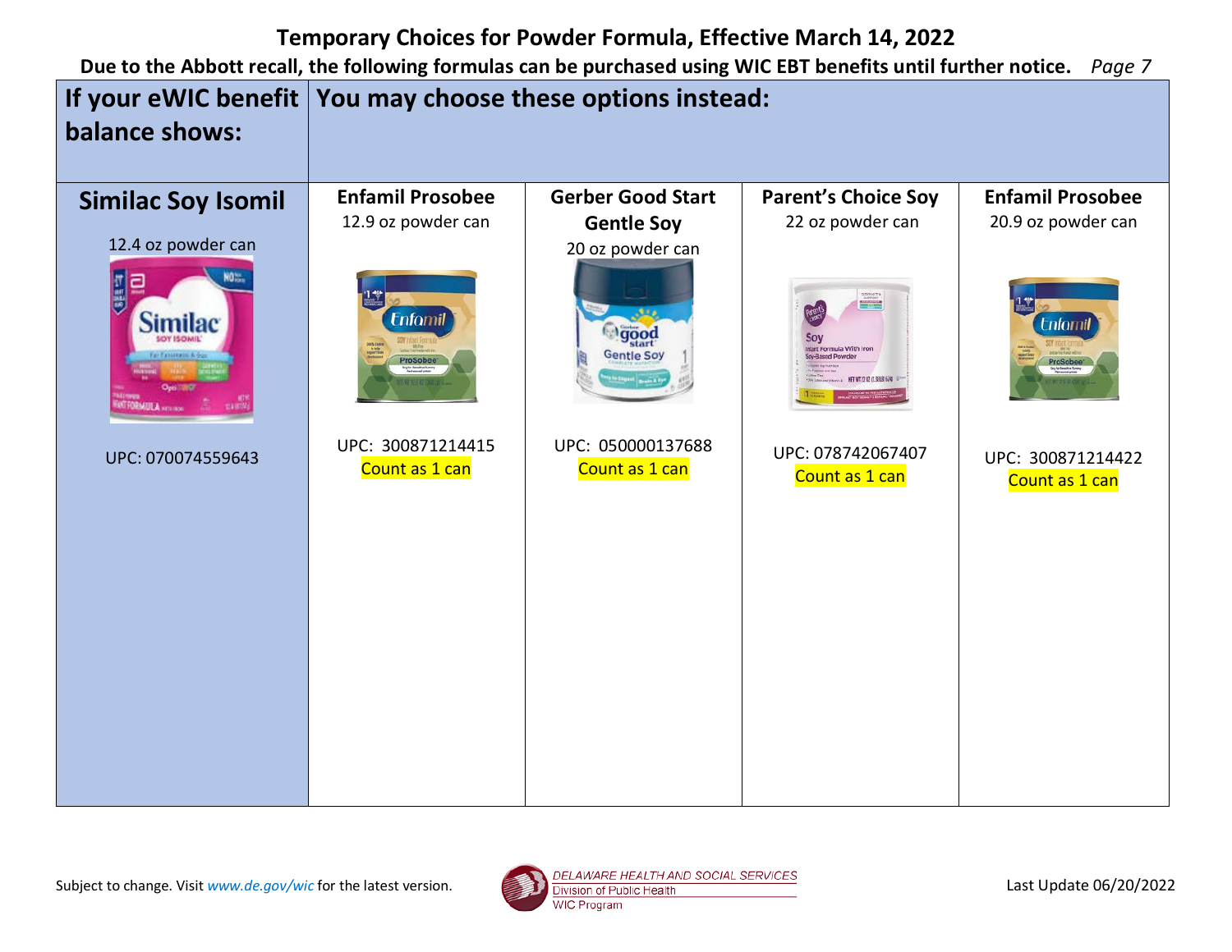# Temporary Choices for Powder Formula, Effective March 14, 2022

**Due to the Abbott recall, the following formulas can be purchased using WIC EBT benefits until further notice.** *Page 7*

| If your eWIC benefit balance shows: | You may choose these options instead: | | | |
|---|---|---|---|---|
| **Similac Soy Isomil**<br>12.4 oz powder can<br>UPC: 070074559643 | **Enfamil Prosobee**<br>12.9 oz powder can<br>UPC: 300871214415<br>Count as 1 can | **Gerber Good Start Gentle Soy**<br>20 oz powder can<br>UPC: 050000137688<br>Count as 1 can | **Parent's Choice Soy**<br>22 oz powder can<br>UPC: 078742067407<br>Count as 1 can | **Enfamil Prosobee**<br>20.9 oz powder can<br>UPC: 300871214422<br>Count as 1 can |

Subject to change. Visit *www.de.gov/wic* for the latest version.

DELAWARE HEALTH AND SOCIAL SERVICES
Division of Public Health
WIC Program

Last Update 06/20/2022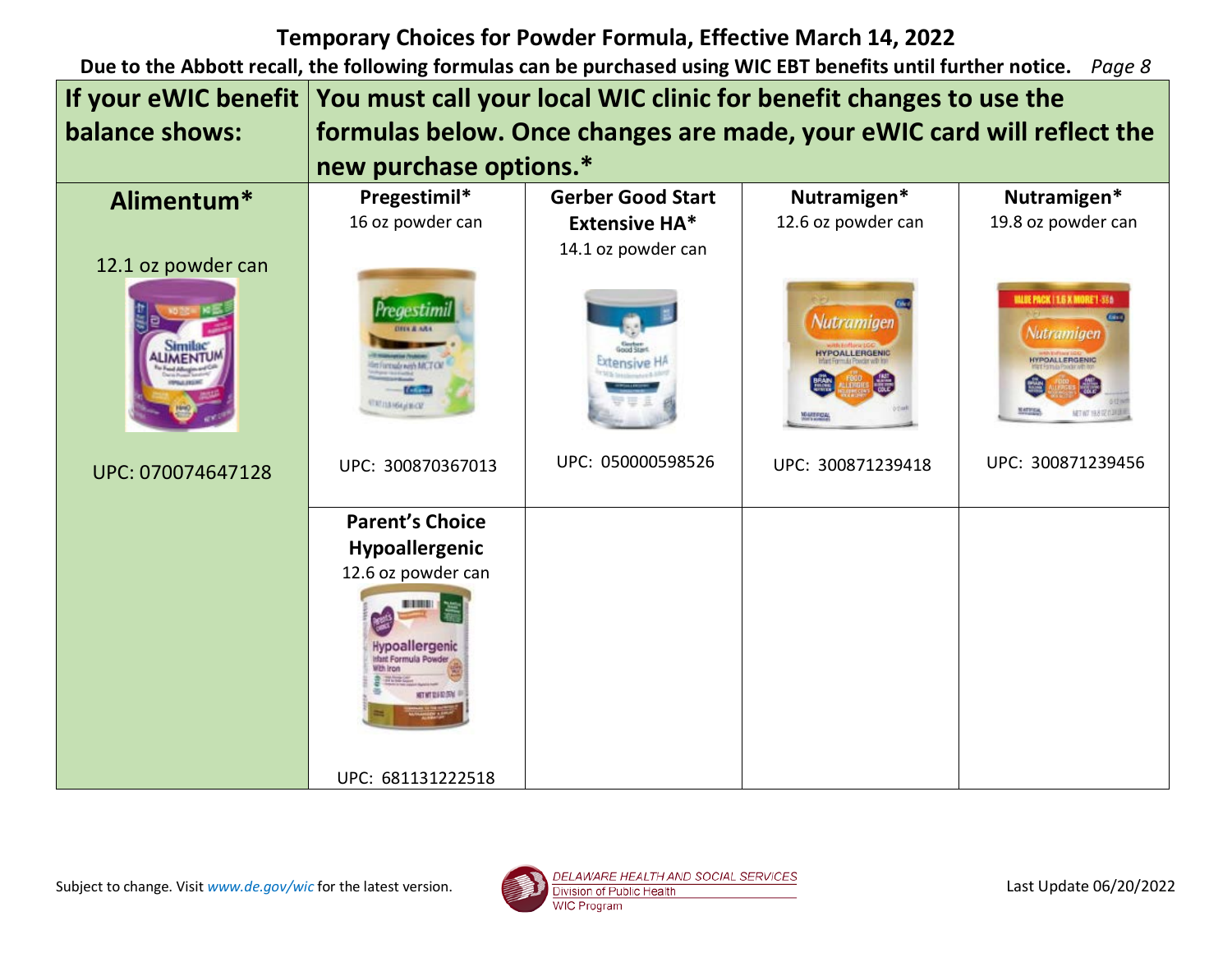# Temporary Choices for Powder Formula, Effective March 14, 2022

**Due to the Abbott recall, the following formulas can be purchased using WIC EBT benefits until further notice.**

| If your eWIC benefit balance shows: | You must call your local WIC clinic for benefit changes to use the formulas below. Once changes are made, your eWIC card will reflect the new purchase options.* | | | |
|---|---|---|---|---|
| **Alimentum*** 12.1 oz powder can UPC: 070074647128 | **Pregestimil*** 16 oz powder can UPC: 300870367013 | **Gerber Good Start Extensive HA*** 14.1 oz powder can UPC: 050000598526 | **Nutramigen*** 12.6 oz powder can UPC: 300871239418 | **Nutramigen*** 19.8 oz powder can UPC: 300871239456 |
| | **Parent's Choice Hypoallergenic** 12.6 oz powder can UPC: 681131222518 | | | |

Subject to change. Visit *www.de.gov/wic* for the latest version.

DELAWARE HEALTH AND SOCIAL SERVICES
Division of Public Health
WIC Program

Last Update 06/20/2022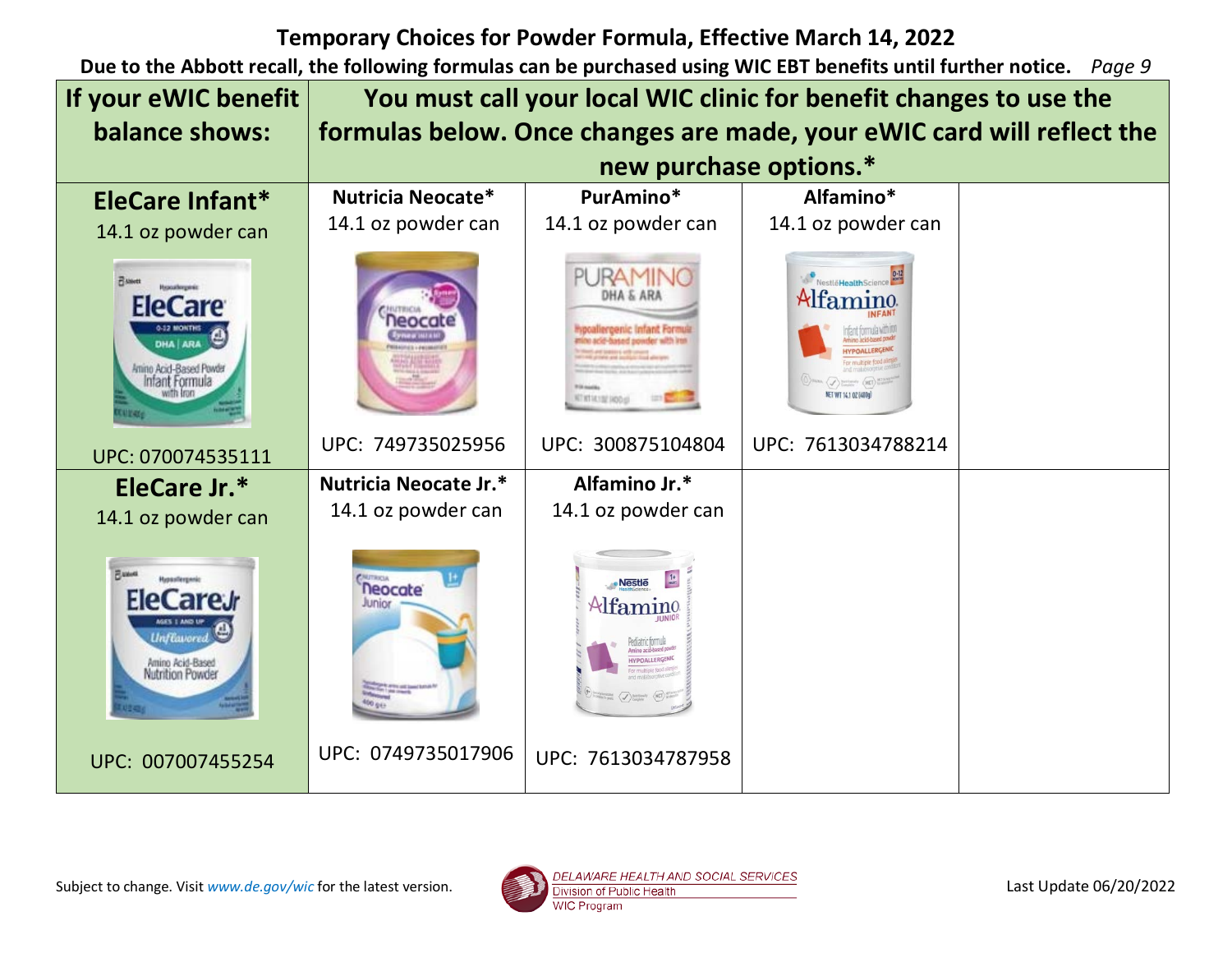## Temporary Choices for Powder Formula, Effective March 14, 2022

**Due to the Abbott recall, the following formulas can be purchased using WIC EBT benefits until further notice.** *Page 9*

| If your eWIC benefit balance shows: | You must call your local WIC clinic for benefit changes to use the formulas below. Once changes are made, your eWIC card will reflect the new purchase options.* | | | |
|---|---|---|---|---|
| **EleCare Infant*** 14.1 oz powder can UPC: 070074535111 | **Nutricia Neocate*** 14.1 oz powder can UPC: 749735025956 | **PurAmino*** 14.1 oz powder can UPC: 300875104804 | **Alfamino*** 14.1 oz powder can UPC: 7613034788214 | |
| **EleCare Jr.*** 14.1 oz powder can UPC: 007007455254 | **Nutricia Neocate Jr.*** 14.1 oz powder can UPC: 0749735017906 | **Alfamino Jr.*** 14.1 oz powder can UPC: 7613034787958 | | |

Subject to change. Visit *www.de.gov/wic* for the latest version.

DELAWARE HEALTH AND SOCIAL SERVICES
Division of Public Health
WIC Program

Last Update 06/20/2022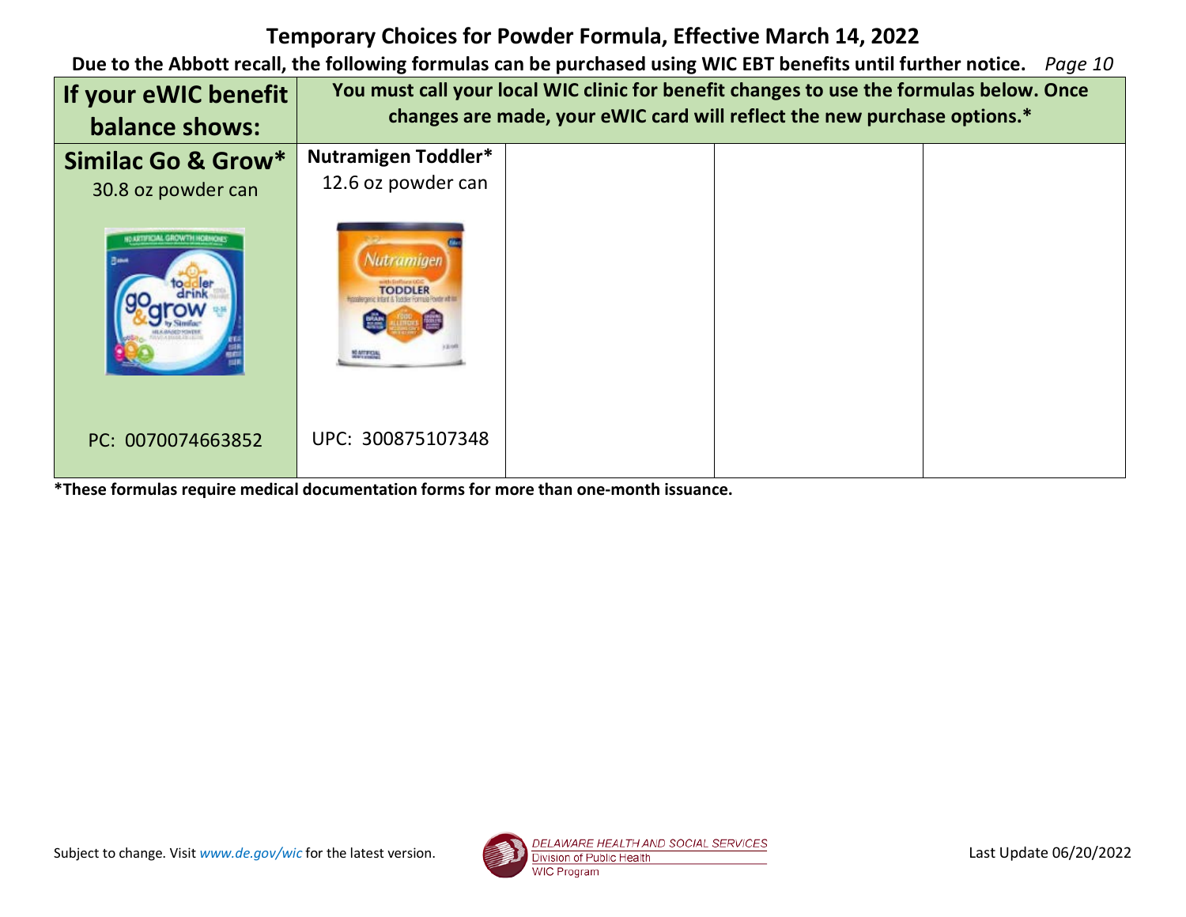# Temporary Choices for Powder Formula, Effective March 14, 2022

**Due to the Abbott recall, the following formulas can be purchased using WIC EBT benefits until further notice.** *Page 10*

| If your eWIC benefit balance shows: | You must call your local WIC clinic for benefit changes to use the formulas below. Once changes are made, your eWIC card will reflect the new purchase options.* | | | |
|---|---|---|---|---|
| **Similac Go & Grow*** 30.8 oz powder can PC: 0070074663852 | **Nutramigen Toddler*** 12.6 oz powder can UPC: 300875107348 | | | |

**\*These formulas require medical documentation forms for more than one-month issuance.**

Subject to change. Visit *www.de.gov/wic* for the latest version.

DELAWARE HEALTH AND SOCIAL SERVICES
Division of Public Health
WIC Program

Last Update 06/20/2022